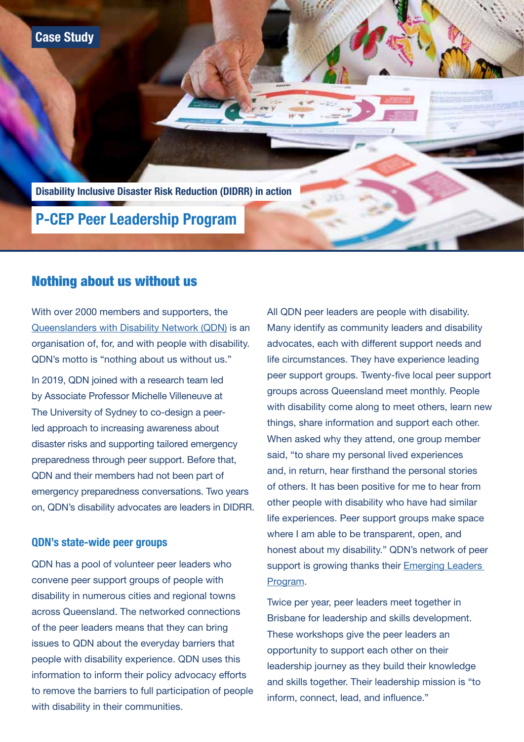Case Study

Disability Inclusive Disaster Risk Reduction (DIDRR) in action

# P-CEP Peer Leadership Program

## Nothing about us without us

With over 2000 members and supporters, the Queenslanders with Disability Network (QDN) is an organisation of, for, and with people with disability. QDN's motto is "nothing about us without us."

In 2019, QDN joined with a research team led by Associate Professor Michelle Villeneuve at The University of Sydney to co-design a peer-led approach to increasing awareness about disaster risks and supporting tailored emergency preparedness through peer support. Before that, QDN and their members had not been part of emergency preparedness conversations. Two years on, QDN's disability advocates are leaders in DIDRR.

### QDN's state-wide peer groups

QDN has a pool of volunteer peer leaders who convene peer support groups of people with disability in numerous cities and regional towns across Queensland. The networked connections of the peer leaders means that they can bring issues to QDN about the everyday barriers that people with disability experience. QDN uses this information to inform their policy advocacy efforts to remove the barriers to full participation of people with disability in their communities.

All QDN peer leaders are people with disability. Many identify as community leaders and disability advocates, each with different support needs and life circumstances. They have experience leading peer support groups. Twenty-five local peer support groups across Queensland meet monthly. People with disability come along to meet others, learn new things, share information and support each other. When asked why they attend, one group member said, "to share my personal lived experiences and, in return, hear firsthand the personal stories of others. It has been positive for me to hear from other people with disability who have had similar life experiences. Peer support groups make space where I am able to be transparent, open, and honest about my disability." QDN's network of peer support is growing thanks their Emerging Leaders Program.

Twice per year, peer leaders meet together in Brisbane for leadership and skills development. These workshops give the peer leaders an opportunity to support each other on their leadership journey as they build their knowledge and skills together. Their leadership mission is "to inform, connect, lead, and influence."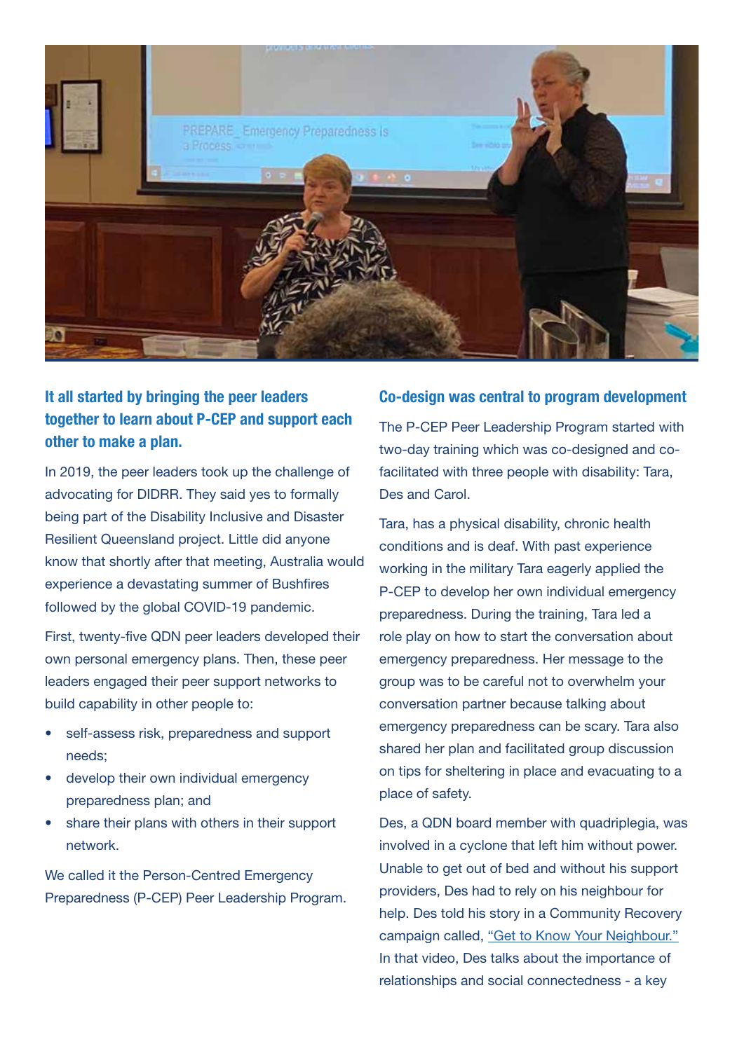## It all started by bringing the peer leaders together to learn about P-CEP and support each other to make a plan.

In 2019, the peer leaders took up the challenge of advocating for DIDRR. They said yes to formally being part of the Disability Inclusive and Disaster Resilient Queensland project. Little did anyone know that shortly after that meeting, Australia would experience a devastating summer of Bushfires followed by the global COVID-19 pandemic.

First, twenty-five QDN peer leaders developed their own personal emergency plans. Then, these peer leaders engaged their peer support networks to build capability in other people to:

- self-assess risk, preparedness and support needs;
- develop their own individual emergency preparedness plan; and
- share their plans with others in their support network.

We called it the Person-Centred Emergency Preparedness (P-CEP) Peer Leadership Program.

## Co-design was central to program development

The P-CEP Peer Leadership Program started with two-day training which was co-designed and co-facilitated with three people with disability: Tara, Des and Carol.

Tara, has a physical disability, chronic health conditions and is deaf. With past experience working in the military Tara eagerly applied the P-CEP to develop her own individual emergency preparedness. During the training, Tara led a role play on how to start the conversation about emergency preparedness. Her message to the group was to be careful not to overwhelm your conversation partner because talking about emergency preparedness can be scary. Tara also shared her plan and facilitated group discussion on tips for sheltering in place and evacuating to a place of safety.

Des, a QDN board member with quadriplegia, was involved in a cyclone that left him without power. Unable to get out of bed and without his support providers, Des had to rely on his neighbour for help. Des told his story in a Community Recovery campaign called, "Get to Know Your Neighbour." In that video, Des talks about the importance of relationships and social connectedness - a key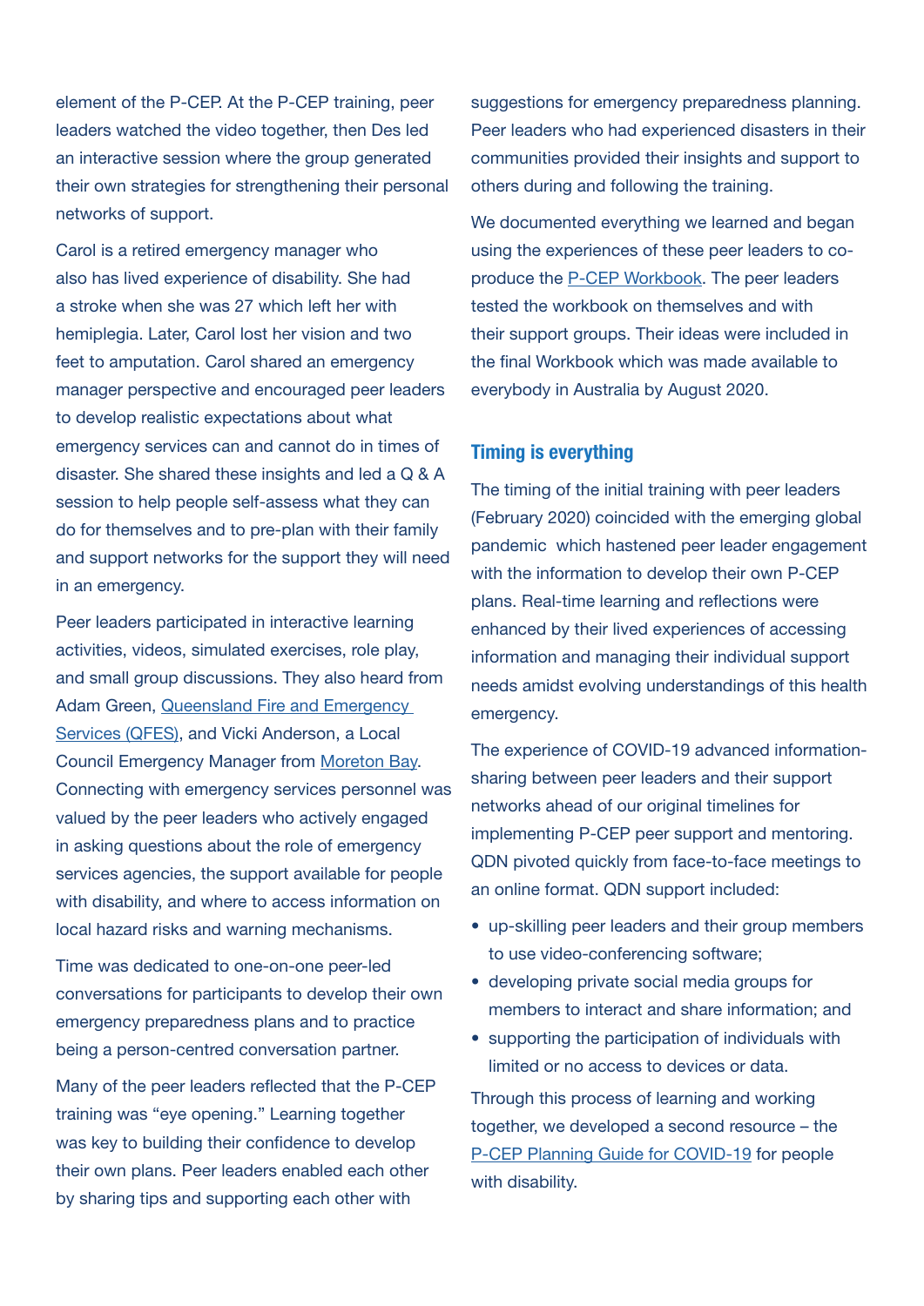element of the P-CEP. At the P-CEP training, peer leaders watched the video together, then Des led an interactive session where the group generated their own strategies for strengthening their personal networks of support.

Carol is a retired emergency manager who also has lived experience of disability. She had a stroke when she was 27 which left her with hemiplegia. Later, Carol lost her vision and two feet to amputation. Carol shared an emergency manager perspective and encouraged peer leaders to develop realistic expectations about what emergency services can and cannot do in times of disaster. She shared these insights and led a Q & A session to help people self-assess what they can do for themselves and to pre-plan with their family and support networks for the support they will need in an emergency.

Peer leaders participated in interactive learning activities, videos, simulated exercises, role play, and small group discussions. They also heard from Adam Green, Queensland Fire and Emergency Services (QFES), and Vicki Anderson, a Local Council Emergency Manager from Moreton Bay. Connecting with emergency services personnel was valued by the peer leaders who actively engaged in asking questions about the role of emergency services agencies, the support available for people with disability, and where to access information on local hazard risks and warning mechanisms.

Time was dedicated to one-on-one peer-led conversations for participants to develop their own emergency preparedness plans and to practice being a person-centred conversation partner.

Many of the peer leaders reflected that the P-CEP training was "eye opening." Learning together was key to building their confidence to develop their own plans. Peer leaders enabled each other by sharing tips and supporting each other with suggestions for emergency preparedness planning. Peer leaders who had experienced disasters in their communities provided their insights and support to others during and following the training.

We documented everything we learned and began using the experiences of these peer leaders to co-produce the P-CEP Workbook. The peer leaders tested the workbook on themselves and with their support groups. Their ideas were included in the final Workbook which was made available to everybody in Australia by August 2020.

## Timing is everything

The timing of the initial training with peer leaders (February 2020) coincided with the emerging global pandemic which hastened peer leader engagement with the information to develop their own P-CEP plans. Real-time learning and reflections were enhanced by their lived experiences of accessing information and managing their individual support needs amidst evolving understandings of this health emergency.

The experience of COVID-19 advanced information-sharing between peer leaders and their support networks ahead of our original timelines for implementing P-CEP peer support and mentoring. QDN pivoted quickly from face-to-face meetings to an online format. QDN support included:

- up-skilling peer leaders and their group members to use video-conferencing software;
- developing private social media groups for members to interact and share information; and
- supporting the participation of individuals with limited or no access to devices or data.

Through this process of learning and working together, we developed a second resource – the P-CEP Planning Guide for COVID-19 for people with disability.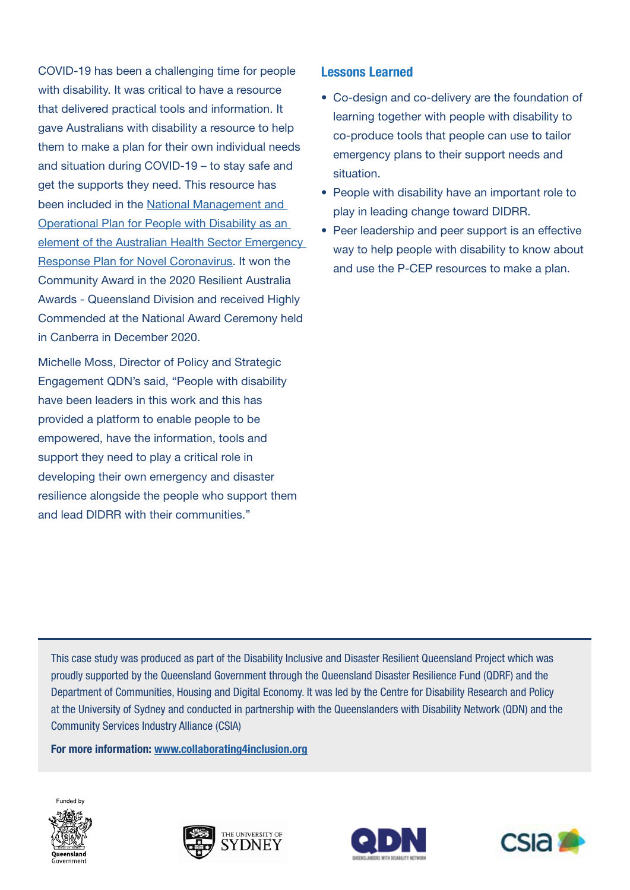COVID-19 has been a challenging time for people with disability. It was critical to have a resource that delivered practical tools and information. It gave Australians with disability a resource to help them to make a plan for their own individual needs and situation during COVID-19 – to stay safe and get the supports they need. This resource has been included in the National Management and Operational Plan for People with Disability as an element of the Australian Health Sector Emergency Response Plan for Novel Coronavirus. It won the Community Award in the 2020 Resilient Australia Awards - Queensland Division and received Highly Commended at the National Award Ceremony held in Canberra in December 2020.

Michelle Moss, Director of Policy and Strategic Engagement QDN's said, "People with disability have been leaders in this work and this has provided a platform to enable people to be empowered, have the information, tools and support they need to play a critical role in developing their own emergency and disaster resilience alongside the people who support them and lead DIDRR with their communities."

## Lessons Learned

- Co-design and co-delivery are the foundation of learning together with people with disability to co-produce tools that people can use to tailor emergency plans to their support needs and situation.
- People with disability have an important role to play in leading change toward DIDRR.
- Peer leadership and peer support is an effective way to help people with disability to know about and use the P-CEP resources to make a plan.

This case study was produced as part of the Disability Inclusive and Disaster Resilient Queensland Project which was proudly supported by the Queensland Government through the Queensland Disaster Resilience Fund (QDRF) and the Department of Communities, Housing and Digital Economy. It was led by the Centre for Disability Research and Policy at the University of Sydney and conducted in partnership with the Queenslanders with Disability Network (QDN) and the Community Services Industry Alliance (CSIA)

**For more information: www.collaborating4inclusion.org**

Funded by Queensland Government

THE UNIVERSITY OF SYDNEY

QDN QUEENSLANDERS WITH DISABILITY NETWORK

csia